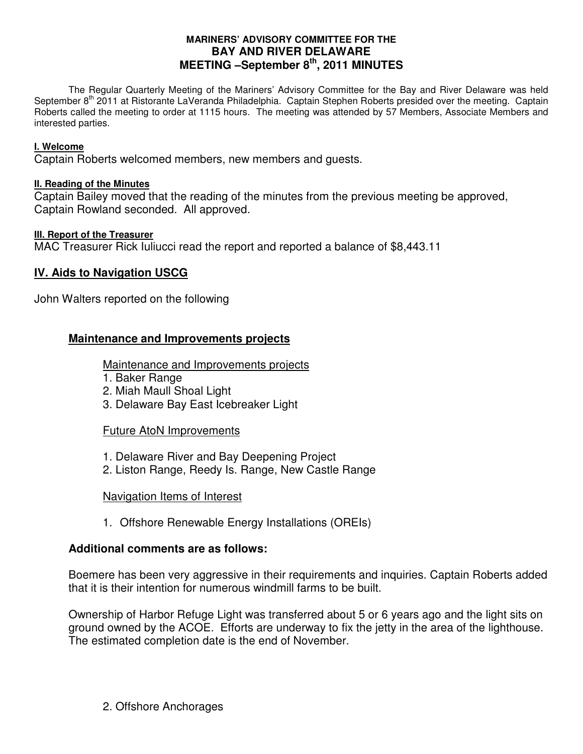# MARINERS' ADVISORY COMMITTEE FOR THE
# BAY AND RIVER DELAWARE
# MEETING –September 8th, 2011 MINUTES

The Regular Quarterly Meeting of the Mariners' Advisory Committee for the Bay and River Delaware was held September 8th 2011 at Ristorante LaVeranda Philadelphia. Captain Stephen Roberts presided over the meeting. Captain Roberts called the meeting to order at 1115 hours. The meeting was attended by 57 Members, Associate Members and interested parties.

#### I. Welcome

Captain Roberts welcomed members, new members and guests.

#### II. Reading of the Minutes

Captain Bailey moved that the reading of the minutes from the previous meeting be approved, Captain Rowland seconded. All approved.

#### III. Report of the Treasurer

MAC Treasurer Rick Iuliucci read the report and reported a balance of $8,443.11

## IV. Aids to Navigation USCG

John Walters reported on the following

### Maintenance and Improvements projects

Maintenance and Improvements projects

1. Baker Range
2. Miah Maull Shoal Light
3. Delaware Bay East Icebreaker Light

Future AtoN Improvements

1. Delaware River and Bay Deepening Project
2. Liston Range, Reedy Is. Range, New Castle Range

Navigation Items of Interest

1. Offshore Renewable Energy Installations (OREIs)

**Additional comments are as follows:**

Boemere has been very aggressive in their requirements and inquiries. Captain Roberts added that it is their intention for numerous windmill farms to be built.

Ownership of Harbor Refuge Light was transferred about 5 or 6 years ago and the light sits on ground owned by the ACOE. Efforts are underway to fix the jetty in the area of the lighthouse. The estimated completion date is the end of November.

2. Offshore Anchorages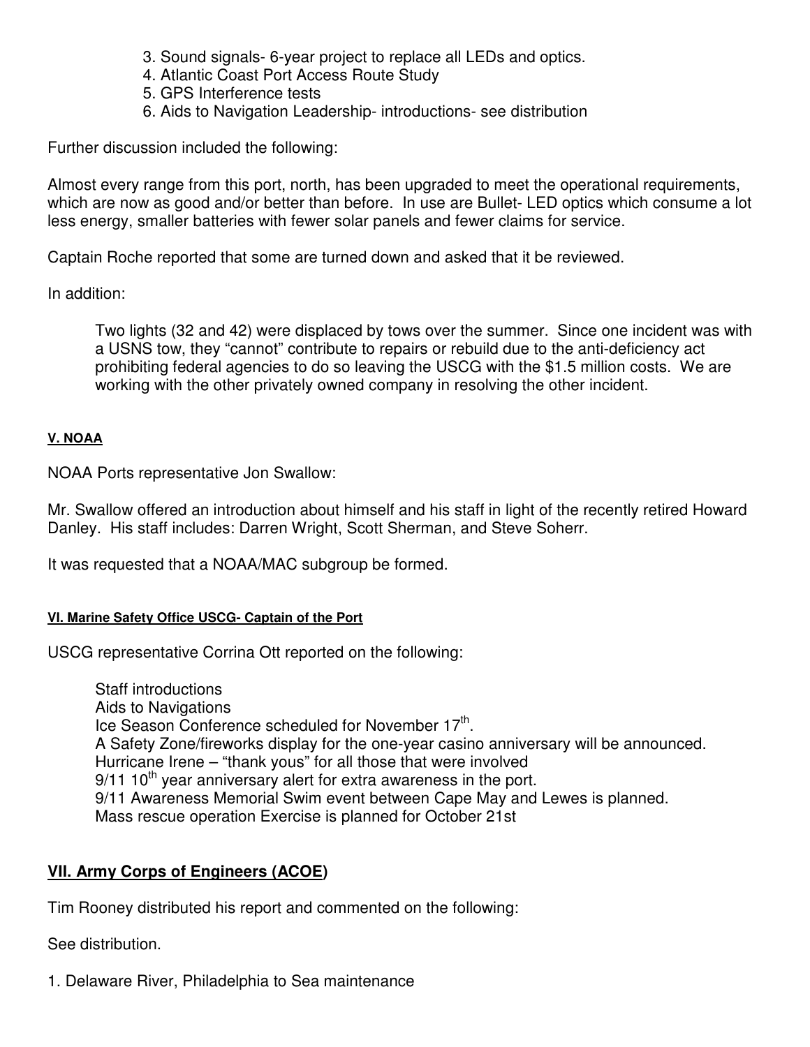3. Sound signals- 6-year project to replace all LEDs and optics.
4. Atlantic Coast Port Access Route Study
5. GPS Interference tests
6. Aids to Navigation Leadership- introductions- see distribution

Further discussion included the following:

Almost every range from this port, north, has been upgraded to meet the operational requirements, which are now as good and/or better than before. In use are Bullet- LED optics which consume a lot less energy, smaller batteries with fewer solar panels and fewer claims for service.

Captain Roche reported that some are turned down and asked that it be reviewed.

In addition:

> Two lights (32 and 42) were displaced by tows over the summer. Since one incident was with a USNS tow, they "cannot" contribute to repairs or rebuild due to the anti-deficiency act prohibiting federal agencies to do so leaving the USCG with the $1.5 million costs. We are working with the other privately owned company in resolving the other incident.

#### V. NOAA

NOAA Ports representative Jon Swallow:

Mr. Swallow offered an introduction about himself and his staff in light of the recently retired Howard Danley. His staff includes: Darren Wright, Scott Sherman, and Steve Soherr.

It was requested that a NOAA/MAC subgroup be formed.

#### VI. Marine Safety Office USCG- Captain of the Port

USCG representative Corrina Ott reported on the following:

> Staff introductions
> Aids to Navigations
> Ice Season Conference scheduled for November 17th.
> A Safety Zone/fireworks display for the one-year casino anniversary will be announced.
> Hurricane Irene – "thank yous" for all those that were involved
> 9/11 10th year anniversary alert for extra awareness in the port.
> 9/11 Awareness Memorial Swim event between Cape May and Lewes is planned.
> Mass rescue operation Exercise is planned for October 21st

## VII. Army Corps of Engineers (ACOE)

Tim Rooney distributed his report and commented on the following:

See distribution.

1. Delaware River, Philadelphia to Sea maintenance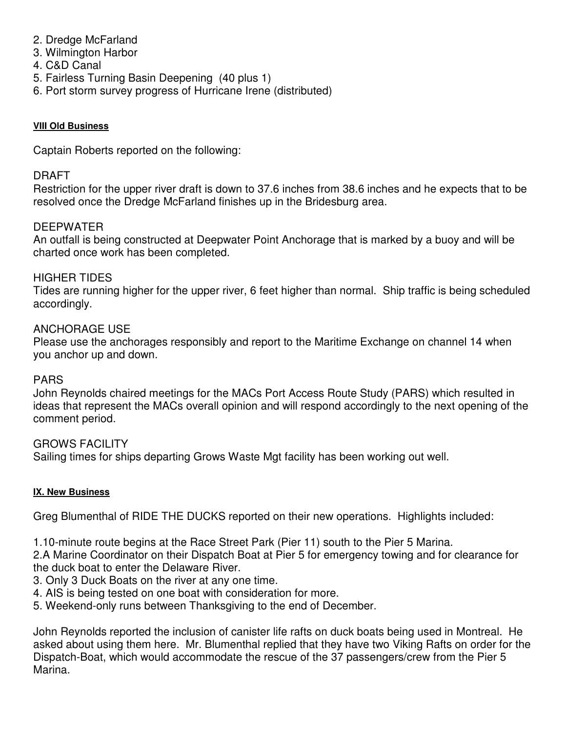2. Dredge McFarland
3. Wilmington Harbor
4. C&D Canal
5. Fairless Turning Basin Deepening  (40 plus 1)
6. Port storm survey progress of Hurricane Irene (distributed)

#### VIII Old Business

Captain Roberts reported on the following:

DRAFT
Restriction for the upper river draft is down to 37.6 inches from 38.6 inches and he expects that to be resolved once the Dredge McFarland finishes up in the Bridesburg area.

DEEPWATER
An outfall is being constructed at Deepwater Point Anchorage that is marked by a buoy and will be charted once work has been completed.

HIGHER TIDES
Tides are running higher for the upper river, 6 feet higher than normal.  Ship traffic is being scheduled accordingly.

ANCHORAGE USE
Please use the anchorages responsibly and report to the Maritime Exchange on channel 14 when you anchor up and down.

PARS
John Reynolds chaired meetings for the MACs Port Access Route Study (PARS) which resulted in ideas that represent the MACs overall opinion and will respond accordingly to the next opening of the comment period.

GROWS FACILITY
Sailing times for ships departing Grows Waste Mgt facility has been working out well.

#### IX. New Business

Greg Blumenthal of RIDE THE DUCKS reported on their new operations.  Highlights included:

1.10-minute route begins at the Race Street Park (Pier 11) south to the Pier 5 Marina.
2.A Marine Coordinator on their Dispatch Boat at Pier 5 for emergency towing and for clearance for the duck boat to enter the Delaware River.
3. Only 3 Duck Boats on the river at any one time.
4. AIS is being tested on one boat with consideration for more.
5. Weekend-only runs between Thanksgiving to the end of December.

John Reynolds reported the inclusion of canister life rafts on duck boats being used in Montreal.  He asked about using them here.  Mr. Blumenthal replied that they have two Viking Rafts on order for the Dispatch-Boat, which would accommodate the rescue of the 37 passengers/crew from the Pier 5 Marina.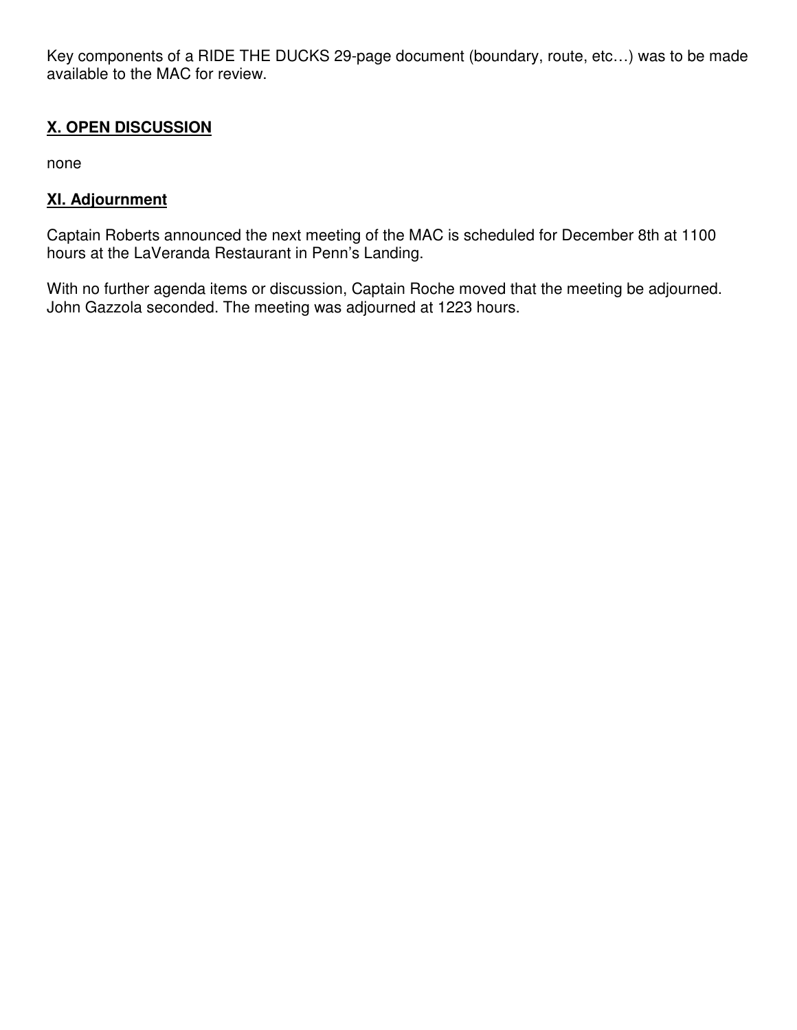Key components of a RIDE THE DUCKS 29-page document (boundary, route, etc…) was to be made available to the MAC for review.

## X. OPEN DISCUSSION

none

## XI. Adjournment

Captain Roberts announced the next meeting of the MAC is scheduled for December 8th at 1100 hours at the LaVeranda Restaurant in Penn's Landing.

With no further agenda items or discussion, Captain Roche moved that the meeting be adjourned. John Gazzola seconded. The meeting was adjourned at 1223 hours.